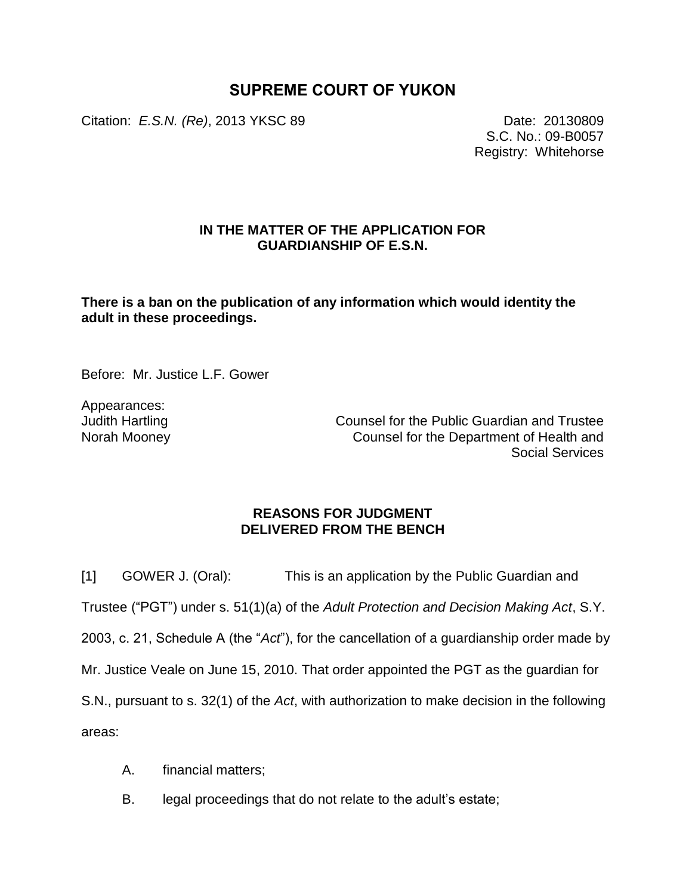# SUPREME COURT OF YUKON

Citation: *E.S.N. (Re)*, 2013 YKSC 89

Date: 20130809
S.C. No.: 09-B0057
Registry: Whitehorse

**IN THE MATTER OF THE APPLICATION FOR GUARDIANSHIP OF E.S.N.**

**There is a ban on the publication of any information which would identity the adult in these proceedings.**

Before: Mr. Justice L.F. Gower

Appearances:
Judith Hartling — Counsel for the Public Guardian and Trustee
Norah Mooney — Counsel for the Department of Health and Social Services

**REASONS FOR JUDGMENT DELIVERED FROM THE BENCH**

[1] GOWER J. (Oral): This is an application by the Public Guardian and Trustee ("PGT") under s. 51(1)(a) of the *Adult Protection and Decision Making Act*, S.Y. 2003, c. 21, Schedule A (the "*Act*"), for the cancellation of a guardianship order made by Mr. Justice Veale on June 15, 2010. That order appointed the PGT as the guardian for S.N., pursuant to s. 32(1) of the *Act*, with authorization to make decision in the following areas:

A. financial matters;

B. legal proceedings that do not relate to the adult's estate;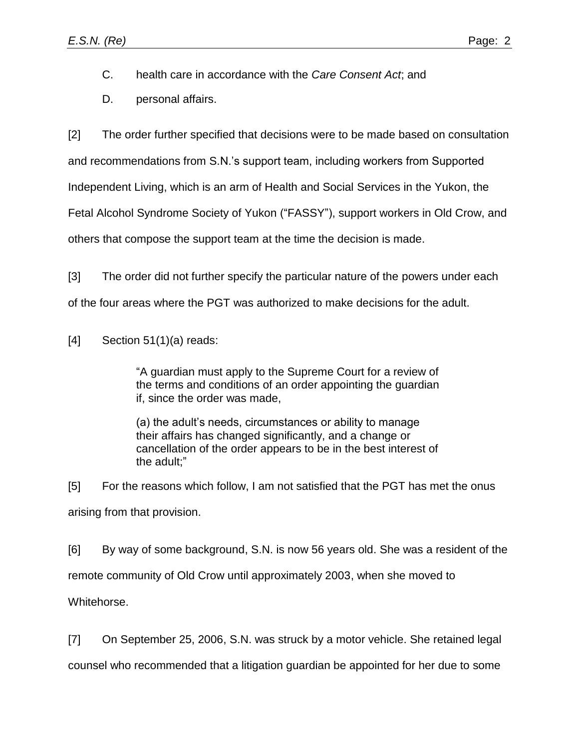C. health care in accordance with the *Care Consent Act*; and

D. personal affairs.

[2] The order further specified that decisions were to be made based on consultation and recommendations from S.N.'s support team, including workers from Supported Independent Living, which is an arm of Health and Social Services in the Yukon, the Fetal Alcohol Syndrome Society of Yukon ("FASSY"), support workers in Old Crow, and others that compose the support team at the time the decision is made.

[3] The order did not further specify the particular nature of the powers under each of the four areas where the PGT was authorized to make decisions for the adult.

[4] Section 51(1)(a) reads:

> "A guardian must apply to the Supreme Court for a review of the terms and conditions of an order appointing the guardian if, since the order was made,
>
> (a) the adult's needs, circumstances or ability to manage their affairs has changed significantly, and a change or cancellation of the order appears to be in the best interest of the adult;"

[5] For the reasons which follow, I am not satisfied that the PGT has met the onus arising from that provision.

[6] By way of some background, S.N. is now 56 years old. She was a resident of the remote community of Old Crow until approximately 2003, when she moved to Whitehorse.

[7] On September 25, 2006, S.N. was struck by a motor vehicle. She retained legal counsel who recommended that a litigation guardian be appointed for her due to some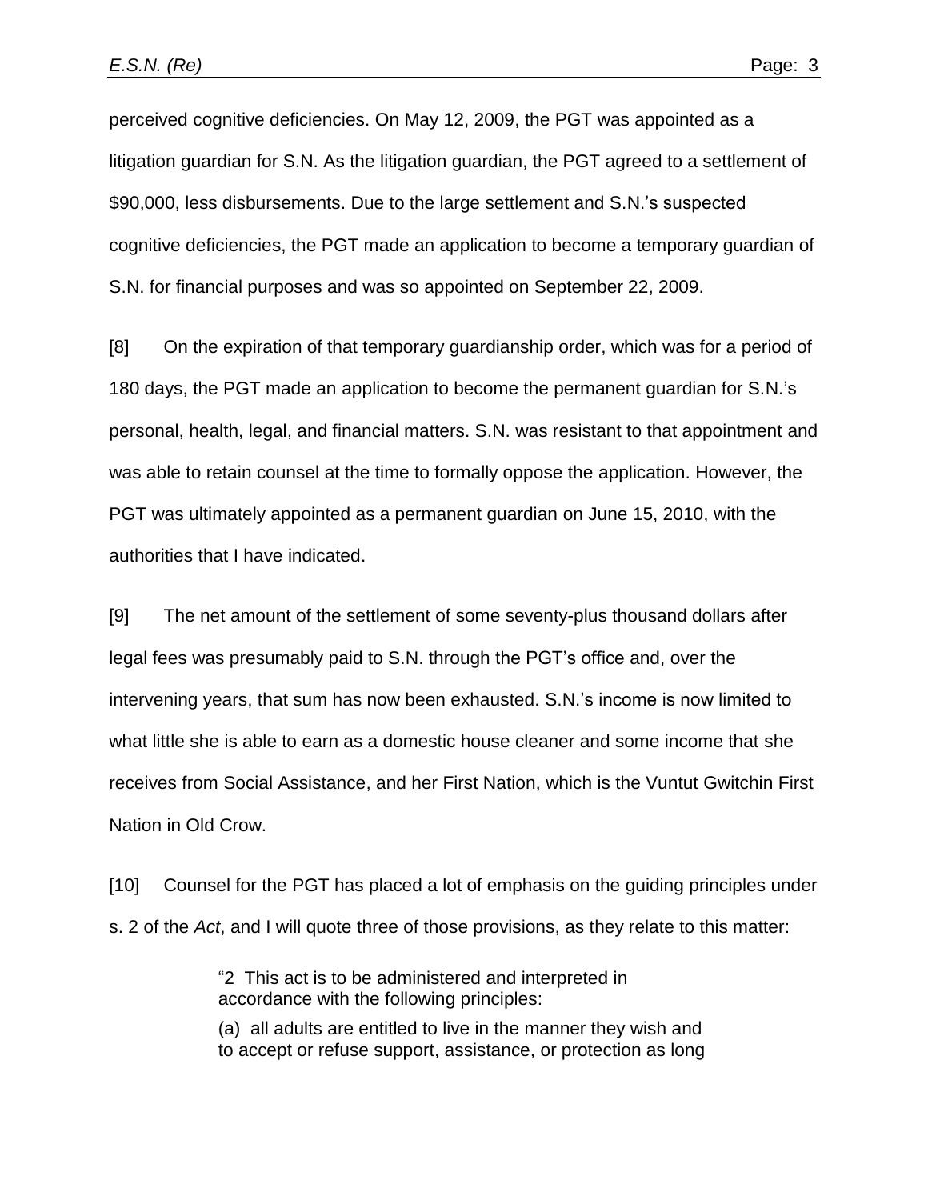perceived cognitive deficiencies. On May 12, 2009, the PGT was appointed as a litigation guardian for S.N. As the litigation guardian, the PGT agreed to a settlement of $90,000, less disbursements. Due to the large settlement and S.N.'s suspected cognitive deficiencies, the PGT made an application to become a temporary guardian of S.N. for financial purposes and was so appointed on September 22, 2009.

[8] On the expiration of that temporary guardianship order, which was for a period of 180 days, the PGT made an application to become the permanent guardian for S.N.'s personal, health, legal, and financial matters. S.N. was resistant to that appointment and was able to retain counsel at the time to formally oppose the application. However, the PGT was ultimately appointed as a permanent guardian on June 15, 2010, with the authorities that I have indicated.

[9] The net amount of the settlement of some seventy-plus thousand dollars after legal fees was presumably paid to S.N. through the PGT's office and, over the intervening years, that sum has now been exhausted. S.N.'s income is now limited to what little she is able to earn as a domestic house cleaner and some income that she receives from Social Assistance, and her First Nation, which is the Vuntut Gwitchin First Nation in Old Crow.

[10] Counsel for the PGT has placed a lot of emphasis on the guiding principles under s. 2 of the *Act*, and I will quote three of those provisions, as they relate to this matter:

> "2 This act is to be administered and interpreted in accordance with the following principles:
>
> (a) all adults are entitled to live in the manner they wish and to accept or refuse support, assistance, or protection as long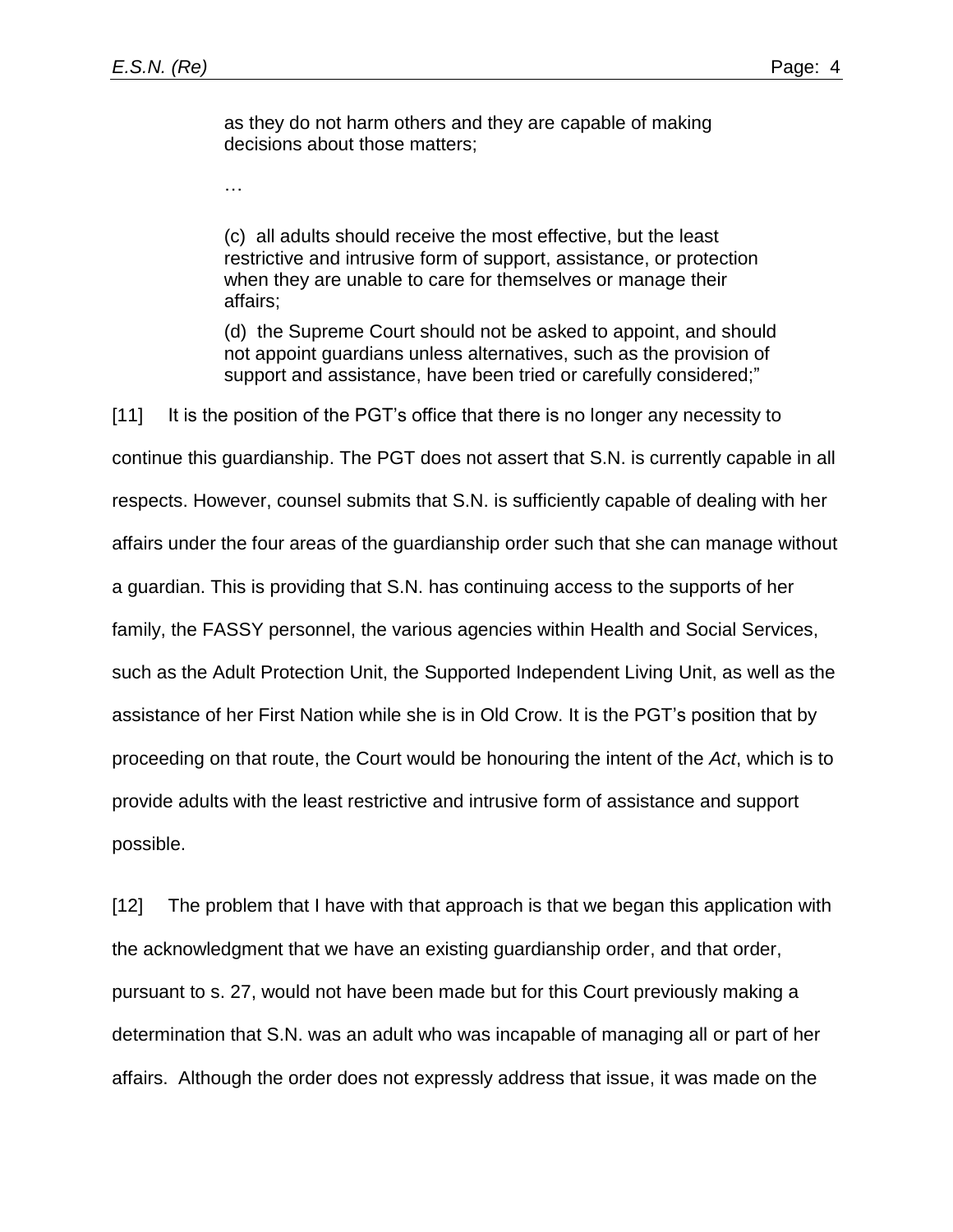> as they do not harm others and they are capable of making decisions about those matters;
>
> …
>
> (c) all adults should receive the most effective, but the least restrictive and intrusive form of support, assistance, or protection when they are unable to care for themselves or manage their affairs;
>
> (d) the Supreme Court should not be asked to appoint, and should not appoint guardians unless alternatives, such as the provision of support and assistance, have been tried or carefully considered;"

[11] It is the position of the PGT's office that there is no longer any necessity to continue this guardianship. The PGT does not assert that S.N. is currently capable in all respects. However, counsel submits that S.N. is sufficiently capable of dealing with her affairs under the four areas of the guardianship order such that she can manage without a guardian. This is providing that S.N. has continuing access to the supports of her family, the FASSY personnel, the various agencies within Health and Social Services, such as the Adult Protection Unit, the Supported Independent Living Unit, as well as the assistance of her First Nation while she is in Old Crow. It is the PGT's position that by proceeding on that route, the Court would be honouring the intent of the *Act*, which is to provide adults with the least restrictive and intrusive form of assistance and support possible.

[12] The problem that I have with that approach is that we began this application with the acknowledgment that we have an existing guardianship order, and that order, pursuant to s. 27, would not have been made but for this Court previously making a determination that S.N. was an adult who was incapable of managing all or part of her affairs. Although the order does not expressly address that issue, it was made on the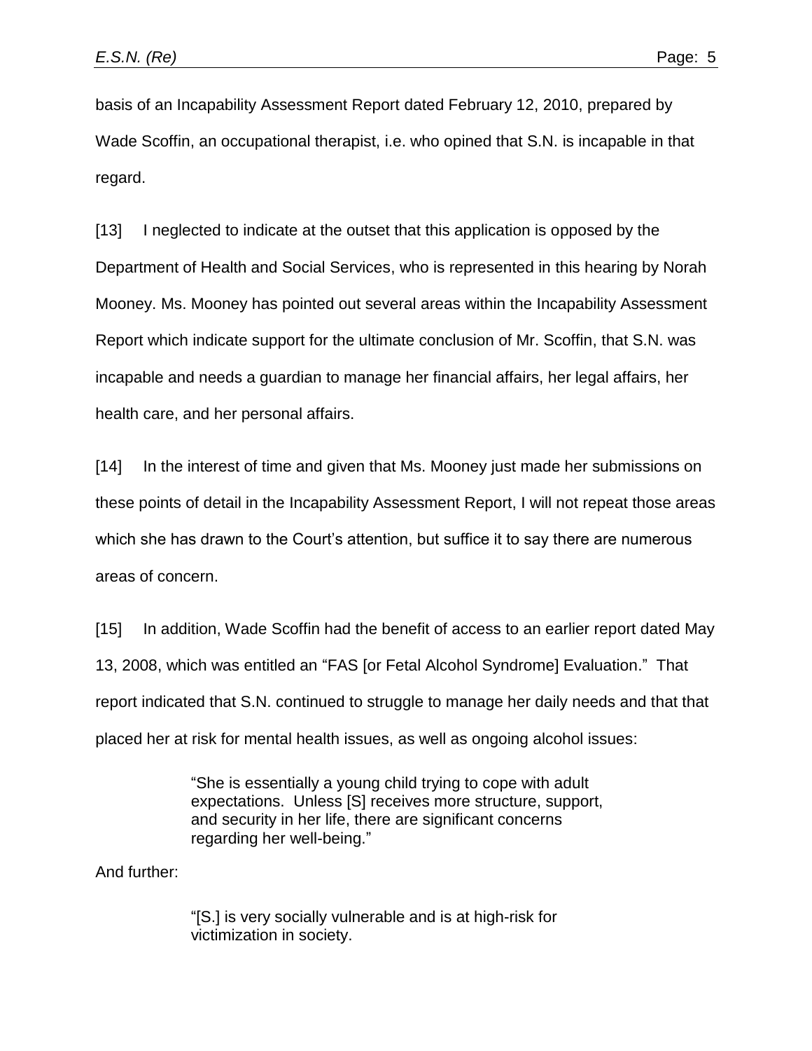basis of an Incapability Assessment Report dated February 12, 2010, prepared by Wade Scoffin, an occupational therapist, i.e. who opined that S.N. is incapable in that regard.

[13] I neglected to indicate at the outset that this application is opposed by the Department of Health and Social Services, who is represented in this hearing by Norah Mooney. Ms. Mooney has pointed out several areas within the Incapability Assessment Report which indicate support for the ultimate conclusion of Mr. Scoffin, that S.N. was incapable and needs a guardian to manage her financial affairs, her legal affairs, her health care, and her personal affairs.

[14] In the interest of time and given that Ms. Mooney just made her submissions on these points of detail in the Incapability Assessment Report, I will not repeat those areas which she has drawn to the Court's attention, but suffice it to say there are numerous areas of concern.

[15] In addition, Wade Scoffin had the benefit of access to an earlier report dated May 13, 2008, which was entitled an "FAS [or Fetal Alcohol Syndrome] Evaluation." That report indicated that S.N. continued to struggle to manage her daily needs and that that placed her at risk for mental health issues, as well as ongoing alcohol issues:

> "She is essentially a young child trying to cope with adult expectations. Unless [S] receives more structure, support, and security in her life, there are significant concerns regarding her well-being."

And further:

> "[S.] is very socially vulnerable and is at high-risk for victimization in society.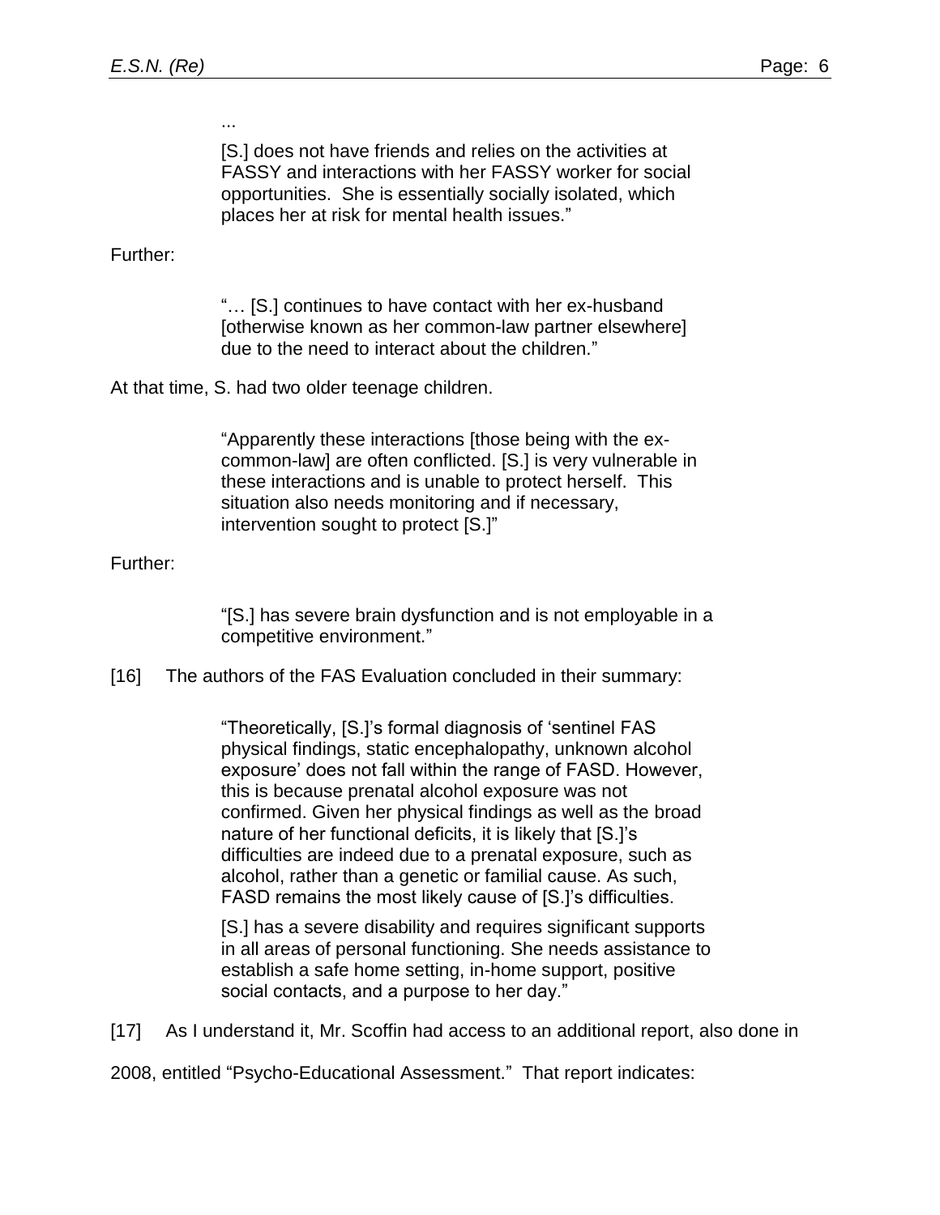> ...
>
> [S.] does not have friends and relies on the activities at FASSY and interactions with her FASSY worker for social opportunities. She is essentially socially isolated, which places her at risk for mental health issues."

Further:

> "… [S.] continues to have contact with her ex-husband [otherwise known as her common-law partner elsewhere] due to the need to interact about the children."

At that time, S. had two older teenage children.

> "Apparently these interactions [those being with the ex-common-law] are often conflicted. [S.] is very vulnerable in these interactions and is unable to protect herself. This situation also needs monitoring and if necessary, intervention sought to protect [S.]"

Further:

> "[S.] has severe brain dysfunction and is not employable in a competitive environment."

[16] The authors of the FAS Evaluation concluded in their summary:

> "Theoretically, [S.]'s formal diagnosis of 'sentinel FAS physical findings, static encephalopathy, unknown alcohol exposure' does not fall within the range of FASD. However, this is because prenatal alcohol exposure was not confirmed. Given her physical findings as well as the broad nature of her functional deficits, it is likely that [S.]'s difficulties are indeed due to a prenatal exposure, such as alcohol, rather than a genetic or familial cause. As such, FASD remains the most likely cause of [S.]'s difficulties.
>
> [S.] has a severe disability and requires significant supports in all areas of personal functioning. She needs assistance to establish a safe home setting, in-home support, positive social contacts, and a purpose to her day."

[17] As I understand it, Mr. Scoffin had access to an additional report, also done in 2008, entitled "Psycho-Educational Assessment." That report indicates: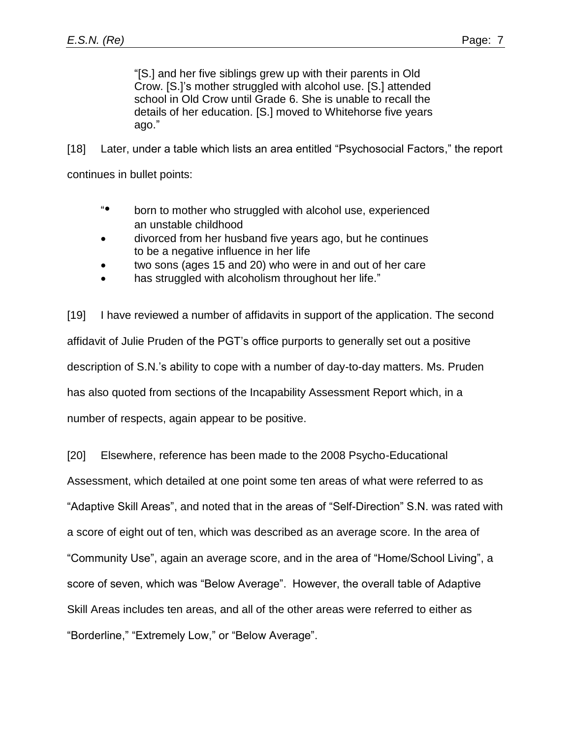> "[S.] and her five siblings grew up with their parents in Old Crow. [S.]'s mother struggled with alcohol use. [S.] attended school in Old Crow until Grade 6. She is unable to recall the details of her education. [S.] moved to Whitehorse five years ago."

[18] Later, under a table which lists an area entitled "Psychosocial Factors," the report continues in bullet points:

> "• born to mother who struggled with alcohol use, experienced an unstable childhood
> - divorced from her husband five years ago, but he continues to be a negative influence in her life
> - two sons (ages 15 and 20) who were in and out of her care
> - has struggled with alcoholism throughout her life."

[19] I have reviewed a number of affidavits in support of the application. The second affidavit of Julie Pruden of the PGT's office purports to generally set out a positive description of S.N.'s ability to cope with a number of day-to-day matters. Ms. Pruden has also quoted from sections of the Incapability Assessment Report which, in a number of respects, again appear to be positive.

[20] Elsewhere, reference has been made to the 2008 Psycho-Educational Assessment, which detailed at one point some ten areas of what were referred to as "Adaptive Skill Areas", and noted that in the areas of "Self-Direction" S.N. was rated with a score of eight out of ten, which was described as an average score. In the area of "Community Use", again an average score, and in the area of "Home/School Living", a score of seven, which was "Below Average". However, the overall table of Adaptive Skill Areas includes ten areas, and all of the other areas were referred to either as "Borderline," "Extremely Low," or "Below Average".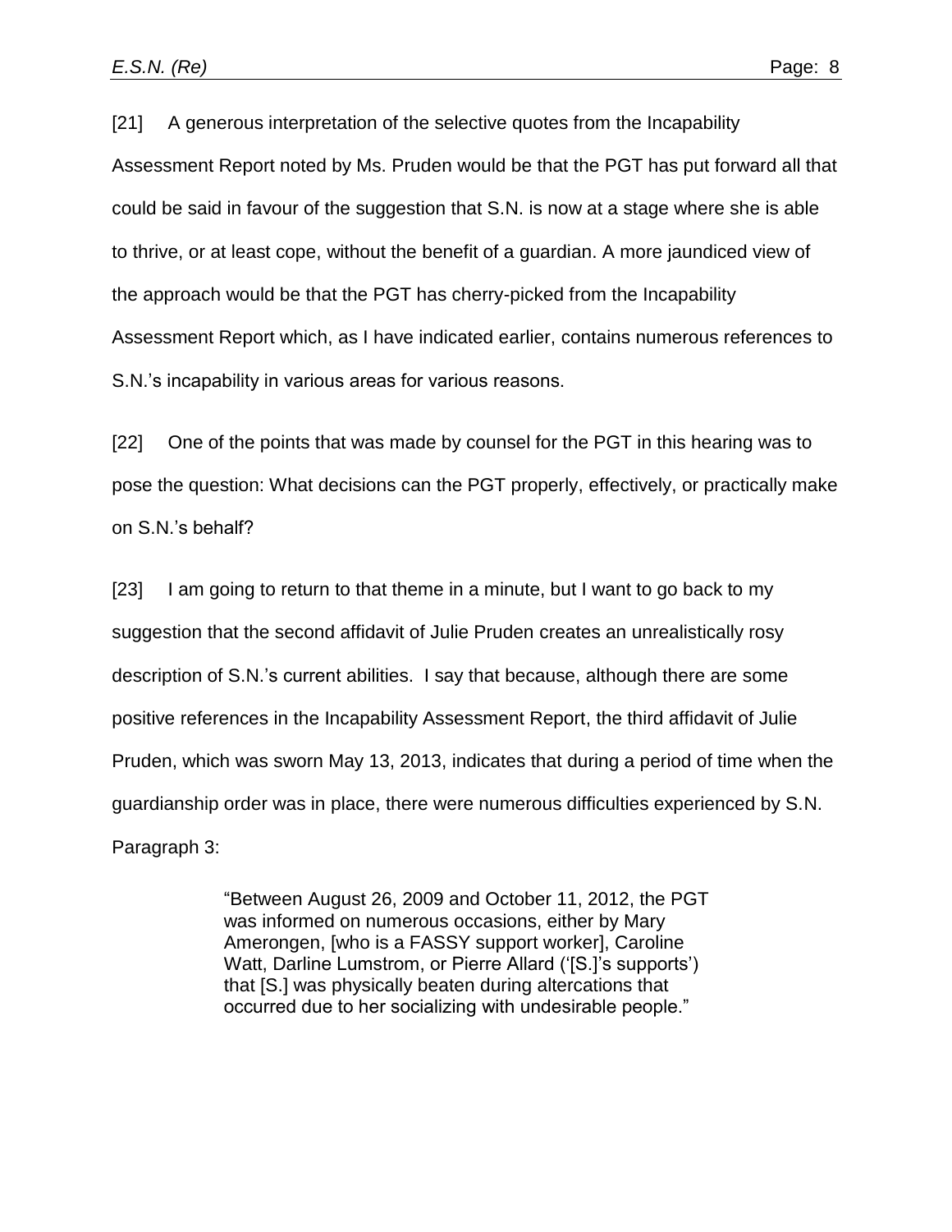[21] A generous interpretation of the selective quotes from the Incapability Assessment Report noted by Ms. Pruden would be that the PGT has put forward all that could be said in favour of the suggestion that S.N. is now at a stage where she is able to thrive, or at least cope, without the benefit of a guardian. A more jaundiced view of the approach would be that the PGT has cherry-picked from the Incapability Assessment Report which, as I have indicated earlier, contains numerous references to S.N.'s incapability in various areas for various reasons.

[22] One of the points that was made by counsel for the PGT in this hearing was to pose the question: What decisions can the PGT properly, effectively, or practically make on S.N.'s behalf?

[23] I am going to return to that theme in a minute, but I want to go back to my suggestion that the second affidavit of Julie Pruden creates an unrealistically rosy description of S.N.'s current abilities. I say that because, although there are some positive references in the Incapability Assessment Report, the third affidavit of Julie Pruden, which was sworn May 13, 2013, indicates that during a period of time when the guardianship order was in place, there were numerous difficulties experienced by S.N. Paragraph 3:

> "Between August 26, 2009 and October 11, 2012, the PGT was informed on numerous occasions, either by Mary Amerongen, [who is a FASSY support worker], Caroline Watt, Darline Lumstrom, or Pierre Allard ('[S.]'s supports') that [S.] was physically beaten during altercations that occurred due to her socializing with undesirable people."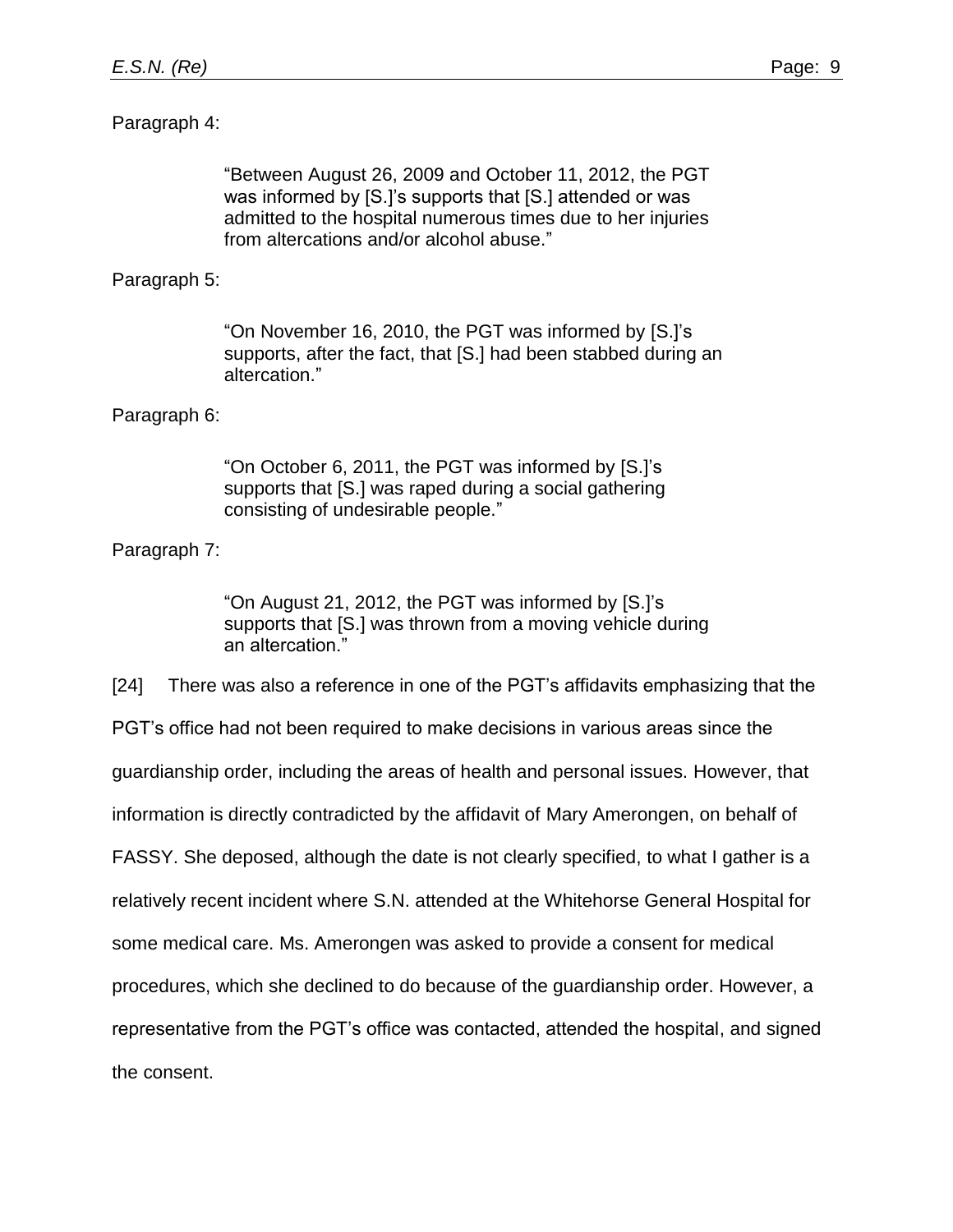Paragraph 4:

> "Between August 26, 2009 and October 11, 2012, the PGT was informed by [S.]'s supports that [S.] attended or was admitted to the hospital numerous times due to her injuries from altercations and/or alcohol abuse."

Paragraph 5:

> "On November 16, 2010, the PGT was informed by [S.]'s supports, after the fact, that [S.] had been stabbed during an altercation."

Paragraph 6:

> "On October 6, 2011, the PGT was informed by [S.]'s supports that [S.] was raped during a social gathering consisting of undesirable people."

Paragraph 7:

> "On August 21, 2012, the PGT was informed by [S.]'s supports that [S.] was thrown from a moving vehicle during an altercation."

[24] There was also a reference in one of the PGT's affidavits emphasizing that the PGT's office had not been required to make decisions in various areas since the guardianship order, including the areas of health and personal issues. However, that information is directly contradicted by the affidavit of Mary Amerongen, on behalf of FASSY. She deposed, although the date is not clearly specified, to what I gather is a relatively recent incident where S.N. attended at the Whitehorse General Hospital for some medical care. Ms. Amerongen was asked to provide a consent for medical procedures, which she declined to do because of the guardianship order. However, a representative from the PGT's office was contacted, attended the hospital, and signed the consent.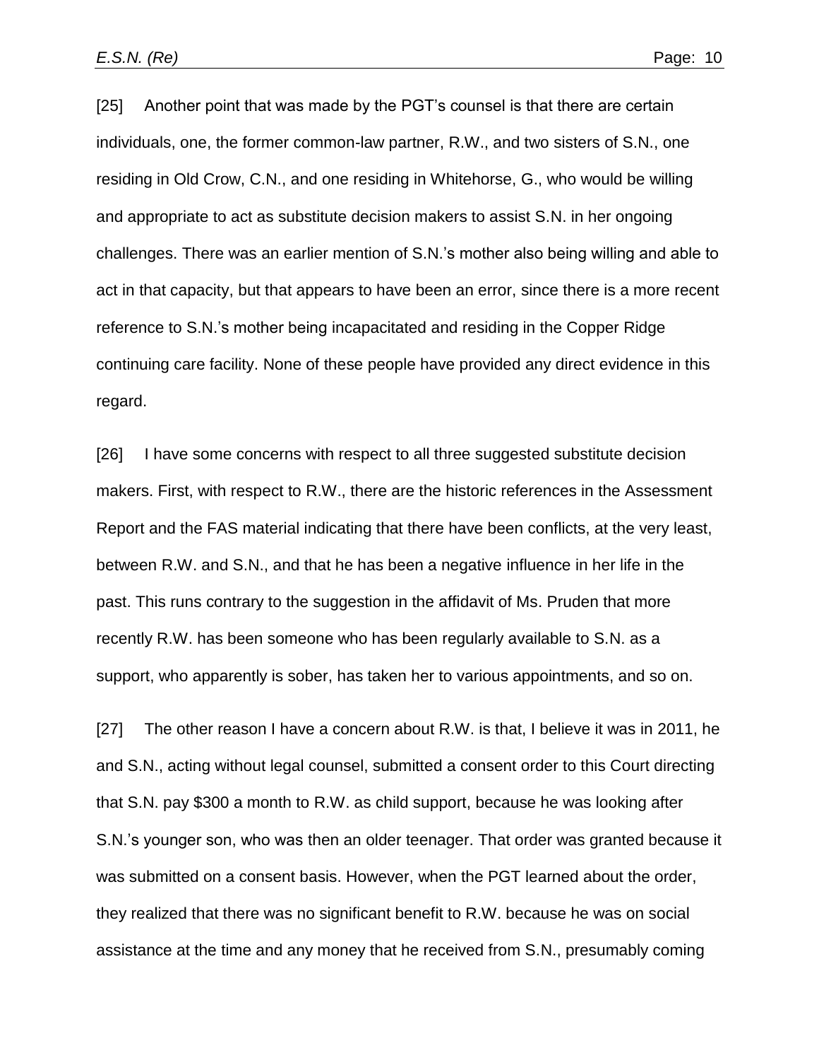[25] Another point that was made by the PGT's counsel is that there are certain individuals, one, the former common-law partner, R.W., and two sisters of S.N., one residing in Old Crow, C.N., and one residing in Whitehorse, G., who would be willing and appropriate to act as substitute decision makers to assist S.N. in her ongoing challenges. There was an earlier mention of S.N.'s mother also being willing and able to act in that capacity, but that appears to have been an error, since there is a more recent reference to S.N.'s mother being incapacitated and residing in the Copper Ridge continuing care facility. None of these people have provided any direct evidence in this regard.

[26] I have some concerns with respect to all three suggested substitute decision makers. First, with respect to R.W., there are the historic references in the Assessment Report and the FAS material indicating that there have been conflicts, at the very least, between R.W. and S.N., and that he has been a negative influence in her life in the past. This runs contrary to the suggestion in the affidavit of Ms. Pruden that more recently R.W. has been someone who has been regularly available to S.N. as a support, who apparently is sober, has taken her to various appointments, and so on.

[27] The other reason I have a concern about R.W. is that, I believe it was in 2011, he and S.N., acting without legal counsel, submitted a consent order to this Court directing that S.N. pay $300 a month to R.W. as child support, because he was looking after S.N.'s younger son, who was then an older teenager. That order was granted because it was submitted on a consent basis. However, when the PGT learned about the order, they realized that there was no significant benefit to R.W. because he was on social assistance at the time and any money that he received from S.N., presumably coming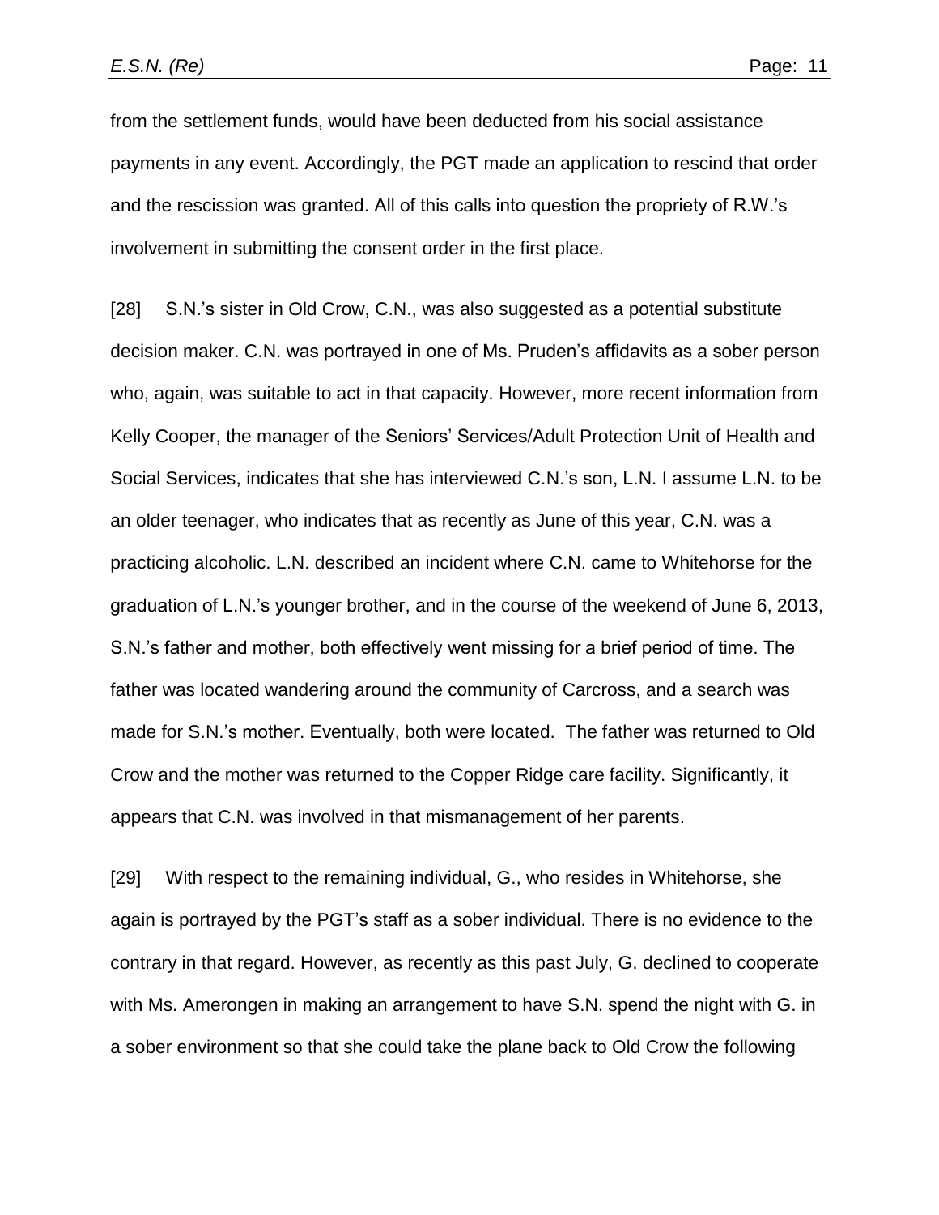from the settlement funds, would have been deducted from his social assistance payments in any event. Accordingly, the PGT made an application to rescind that order and the rescission was granted. All of this calls into question the propriety of R.W.'s involvement in submitting the consent order in the first place.

[28] S.N.'s sister in Old Crow, C.N., was also suggested as a potential substitute decision maker. C.N. was portrayed in one of Ms. Pruden's affidavits as a sober person who, again, was suitable to act in that capacity. However, more recent information from Kelly Cooper, the manager of the Seniors' Services/Adult Protection Unit of Health and Social Services, indicates that she has interviewed C.N.'s son, L.N. I assume L.N. to be an older teenager, who indicates that as recently as June of this year, C.N. was a practicing alcoholic. L.N. described an incident where C.N. came to Whitehorse for the graduation of L.N.'s younger brother, and in the course of the weekend of June 6, 2013, S.N.'s father and mother, both effectively went missing for a brief period of time. The father was located wandering around the community of Carcross, and a search was made for S.N.'s mother. Eventually, both were located. The father was returned to Old Crow and the mother was returned to the Copper Ridge care facility. Significantly, it appears that C.N. was involved in that mismanagement of her parents.

[29] With respect to the remaining individual, G., who resides in Whitehorse, she again is portrayed by the PGT's staff as a sober individual. There is no evidence to the contrary in that regard. However, as recently as this past July, G. declined to cooperate with Ms. Amerongen in making an arrangement to have S.N. spend the night with G. in a sober environment so that she could take the plane back to Old Crow the following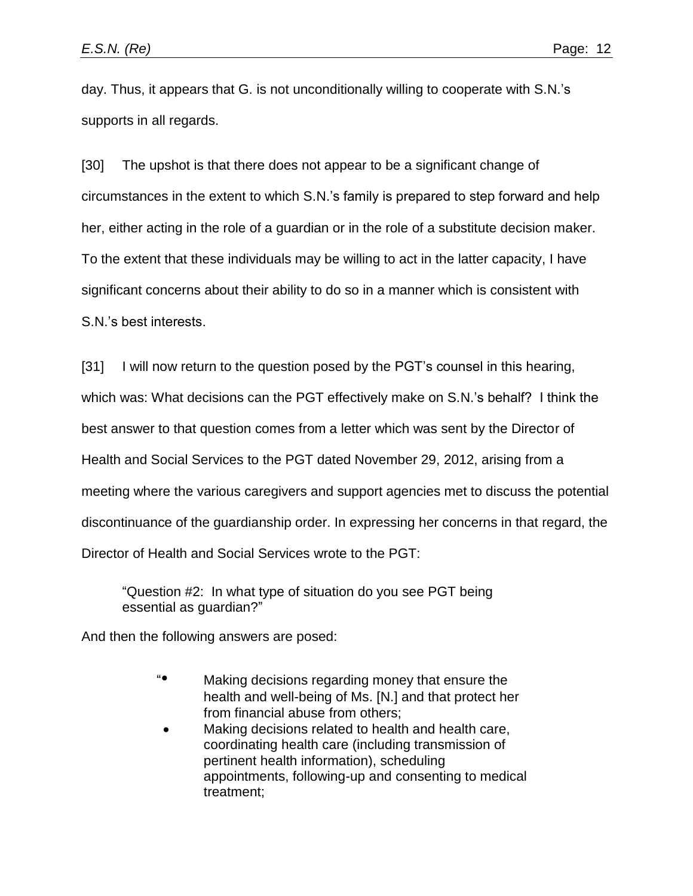day. Thus, it appears that G. is not unconditionally willing to cooperate with S.N.'s supports in all regards.

[30] The upshot is that there does not appear to be a significant change of circumstances in the extent to which S.N.'s family is prepared to step forward and help her, either acting in the role of a guardian or in the role of a substitute decision maker. To the extent that these individuals may be willing to act in the latter capacity, I have significant concerns about their ability to do so in a manner which is consistent with S.N.'s best interests.

[31] I will now return to the question posed by the PGT's counsel in this hearing, which was: What decisions can the PGT effectively make on S.N.'s behalf? I think the best answer to that question comes from a letter which was sent by the Director of Health and Social Services to the PGT dated November 29, 2012, arising from a meeting where the various caregivers and support agencies met to discuss the potential discontinuance of the guardianship order. In expressing her concerns in that regard, the Director of Health and Social Services wrote to the PGT:

> "Question #2: In what type of situation do you see PGT being essential as guardian?"

And then the following answers are posed:

> "• Making decisions regarding money that ensure the health and well-being of Ms. [N.] and that protect her from financial abuse from others;
> • Making decisions related to health and health care, coordinating health care (including transmission of pertinent health information), scheduling appointments, following-up and consenting to medical treatment;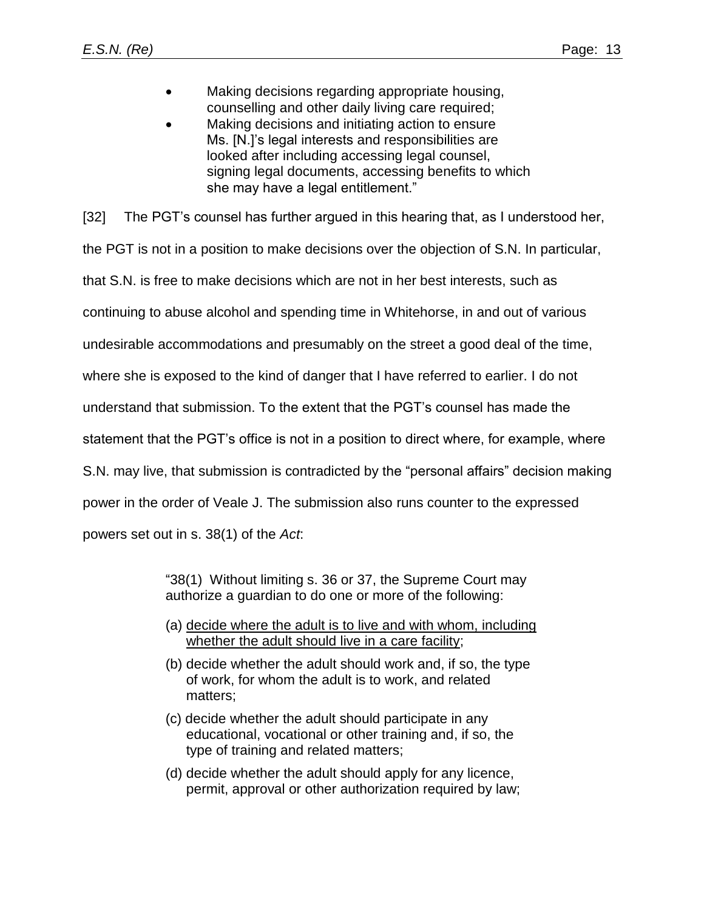- Making decisions regarding appropriate housing, counselling and other daily living care required;
- Making decisions and initiating action to ensure Ms. [N.]'s legal interests and responsibilities are looked after including accessing legal counsel, signing legal documents, accessing benefits to which she may have a legal entitlement."

[32] The PGT's counsel has further argued in this hearing that, as I understood her, the PGT is not in a position to make decisions over the objection of S.N. In particular, that S.N. is free to make decisions which are not in her best interests, such as continuing to abuse alcohol and spending time in Whitehorse, in and out of various undesirable accommodations and presumably on the street a good deal of the time, where she is exposed to the kind of danger that I have referred to earlier. I do not understand that submission. To the extent that the PGT's counsel has made the statement that the PGT's office is not in a position to direct where, for example, where S.N. may live, that submission is contradicted by the "personal affairs" decision making power in the order of Veale J. The submission also runs counter to the expressed powers set out in s. 38(1) of the *Act*:

> "38(1) Without limiting s. 36 or 37, the Supreme Court may authorize a guardian to do one or more of the following:
>
> (a) <u>decide where the adult is to live and with whom, including whether the adult should live in a care facility</u>;
>
> (b) decide whether the adult should work and, if so, the type of work, for whom the adult is to work, and related matters;
>
> (c) decide whether the adult should participate in any educational, vocational or other training and, if so, the type of training and related matters;
>
> (d) decide whether the adult should apply for any licence, permit, approval or other authorization required by law;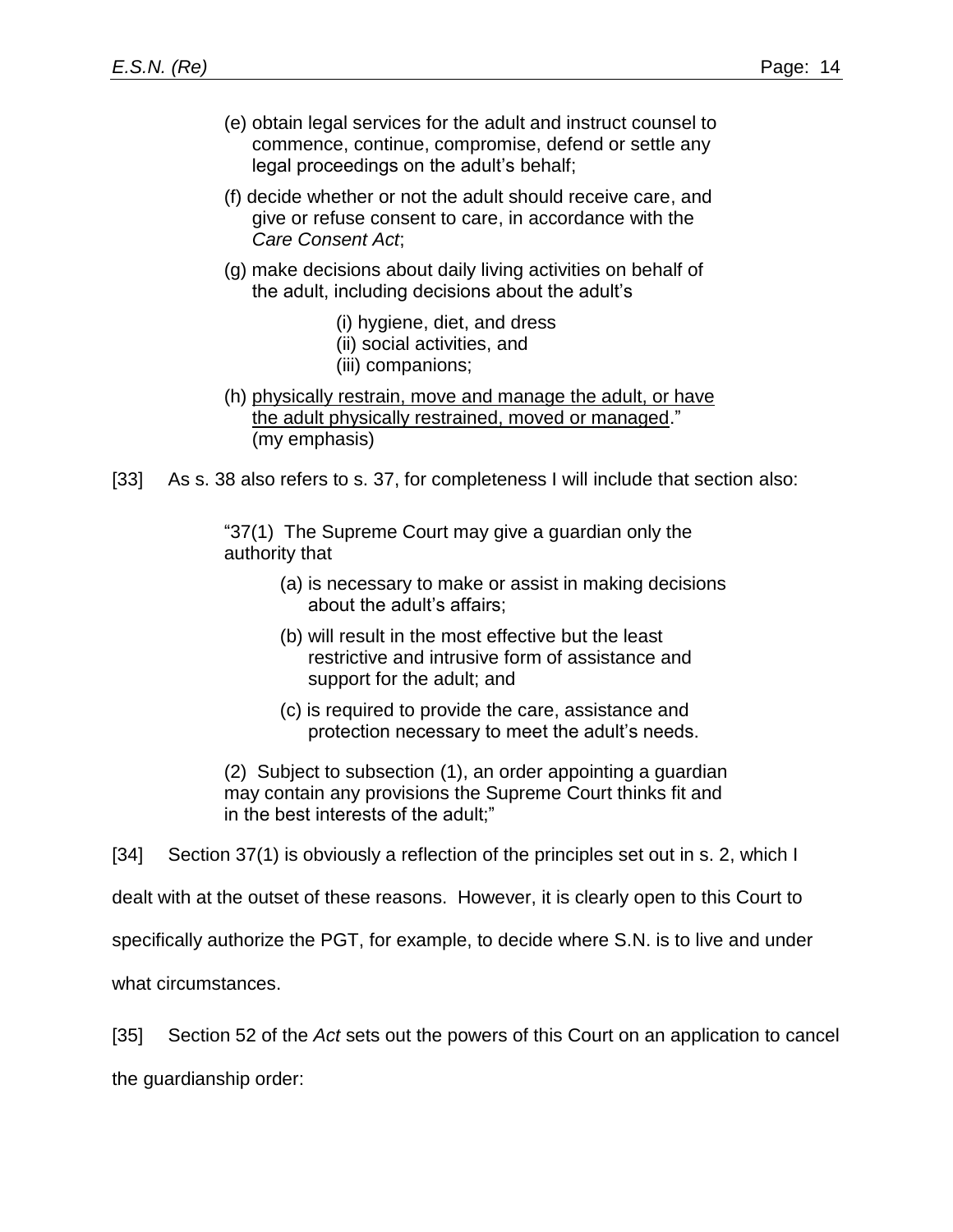(e) obtain legal services for the adult and instruct counsel to commence, continue, compromise, defend or settle any legal proceedings on the adult's behalf;

(f) decide whether or not the adult should receive care, and give or refuse consent to care, in accordance with the *Care Consent Act*;

(g) make decisions about daily living activities on behalf of the adult, including decisions about the adult's

> (i) hygiene, diet, and dress
> (ii) social activities, and
> (iii) companions;

(h) <u>physically restrain, move and manage the adult, or have the adult physically restrained, moved or managed</u>." (my emphasis)

[33] As s. 38 also refers to s. 37, for completeness I will include that section also:

> "37(1) The Supreme Court may give a guardian only the authority that
>
> (a) is necessary to make or assist in making decisions about the adult's affairs;
>
> (b) will result in the most effective but the least restrictive and intrusive form of assistance and support for the adult; and
>
> (c) is required to provide the care, assistance and protection necessary to meet the adult's needs.
>
> (2) Subject to subsection (1), an order appointing a guardian may contain any provisions the Supreme Court thinks fit and in the best interests of the adult;"

[34] Section 37(1) is obviously a reflection of the principles set out in s. 2, which I dealt with at the outset of these reasons. However, it is clearly open to this Court to specifically authorize the PGT, for example, to decide where S.N. is to live and under what circumstances.

[35] Section 52 of the *Act* sets out the powers of this Court on an application to cancel the guardianship order: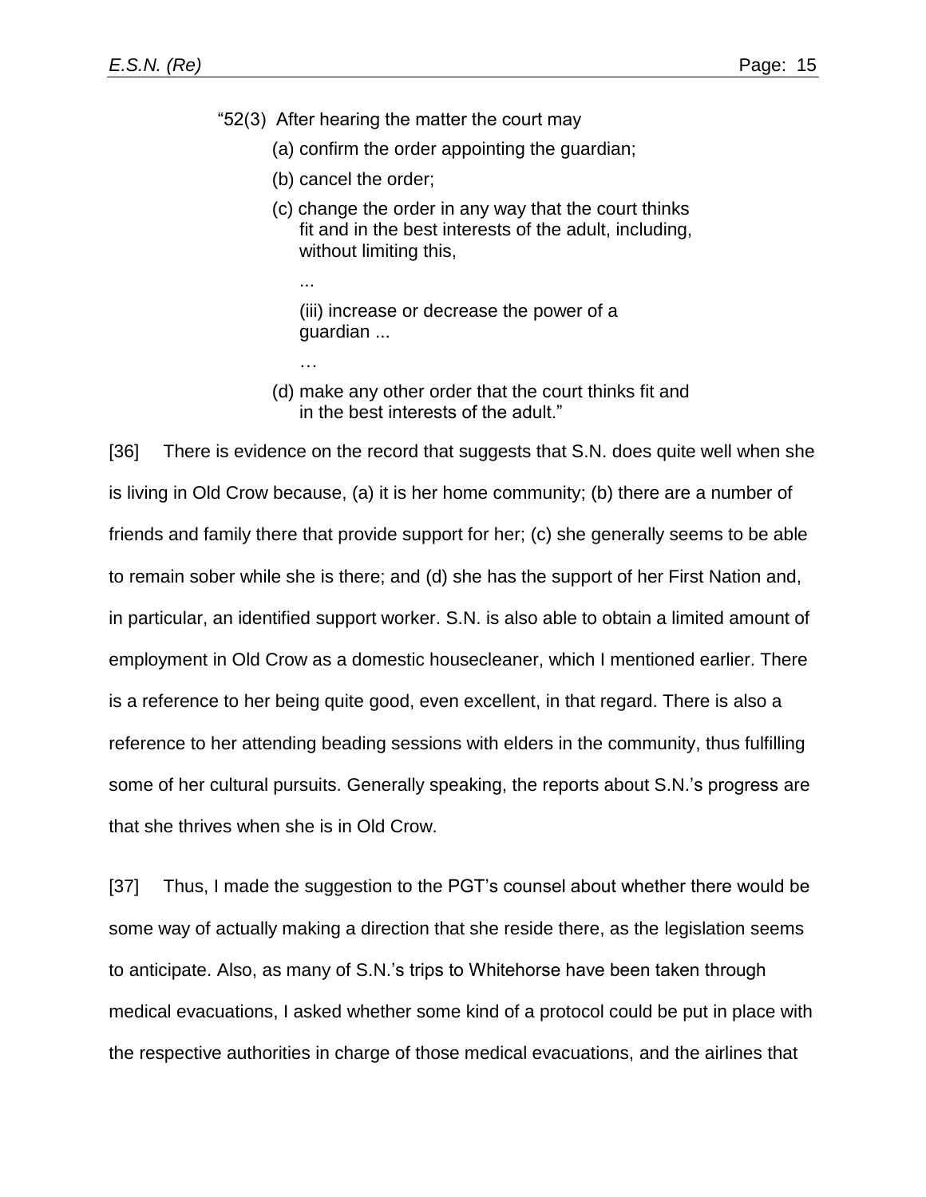"52(3) After hearing the matter the court may

> (a) confirm the order appointing the guardian;
>
> (b) cancel the order;
>
> (c) change the order in any way that the court thinks fit and in the best interests of the adult, including, without limiting this,
>
> > ...
> >
> > (iii) increase or decrease the power of a guardian ...
> >
> > …
>
> (d) make any other order that the court thinks fit and in the best interests of the adult."

[36] There is evidence on the record that suggests that S.N. does quite well when she is living in Old Crow because, (a) it is her home community; (b) there are a number of friends and family there that provide support for her; (c) she generally seems to be able to remain sober while she is there; and (d) she has the support of her First Nation and, in particular, an identified support worker. S.N. is also able to obtain a limited amount of employment in Old Crow as a domestic housecleaner, which I mentioned earlier. There is a reference to her being quite good, even excellent, in that regard. There is also a reference to her attending beading sessions with elders in the community, thus fulfilling some of her cultural pursuits. Generally speaking, the reports about S.N.'s progress are that she thrives when she is in Old Crow.

[37] Thus, I made the suggestion to the PGT's counsel about whether there would be some way of actually making a direction that she reside there, as the legislation seems to anticipate. Also, as many of S.N.'s trips to Whitehorse have been taken through medical evacuations, I asked whether some kind of a protocol could be put in place with the respective authorities in charge of those medical evacuations, and the airlines that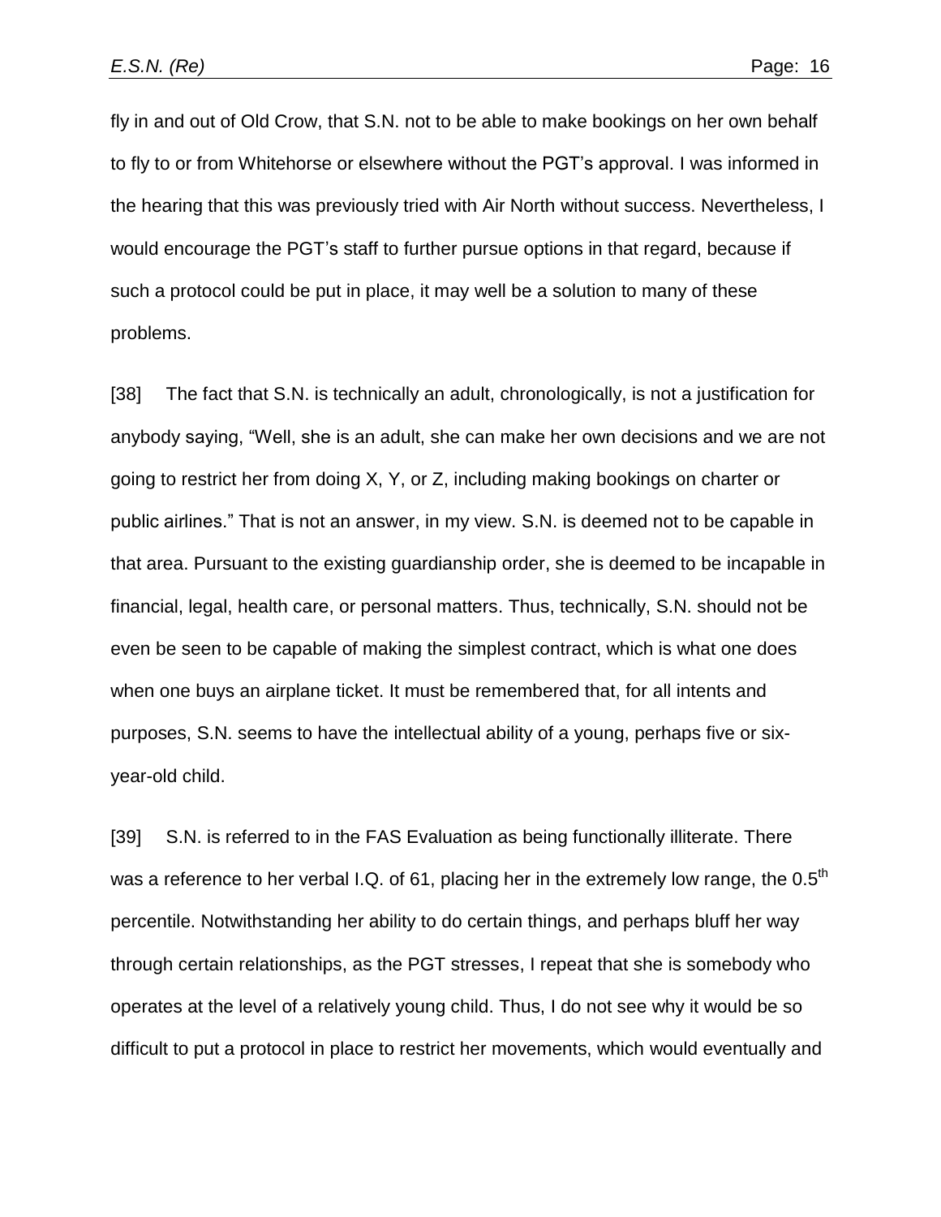fly in and out of Old Crow, that S.N. not to be able to make bookings on her own behalf to fly to or from Whitehorse or elsewhere without the PGT's approval. I was informed in the hearing that this was previously tried with Air North without success. Nevertheless, I would encourage the PGT's staff to further pursue options in that regard, because if such a protocol could be put in place, it may well be a solution to many of these problems.

[38] The fact that S.N. is technically an adult, chronologically, is not a justification for anybody saying, "Well, she is an adult, she can make her own decisions and we are not going to restrict her from doing X, Y, or Z, including making bookings on charter or public airlines." That is not an answer, in my view. S.N. is deemed not to be capable in that area. Pursuant to the existing guardianship order, she is deemed to be incapable in financial, legal, health care, or personal matters. Thus, technically, S.N. should not be even be seen to be capable of making the simplest contract, which is what one does when one buys an airplane ticket. It must be remembered that, for all intents and purposes, S.N. seems to have the intellectual ability of a young, perhaps five or six-year-old child.

[39] S.N. is referred to in the FAS Evaluation as being functionally illiterate. There was a reference to her verbal I.Q. of 61, placing her in the extremely low range, the $0.5^{th}$ percentile. Notwithstanding her ability to do certain things, and perhaps bluff her way through certain relationships, as the PGT stresses, I repeat that she is somebody who operates at the level of a relatively young child. Thus, I do not see why it would be so difficult to put a protocol in place to restrict her movements, which would eventually and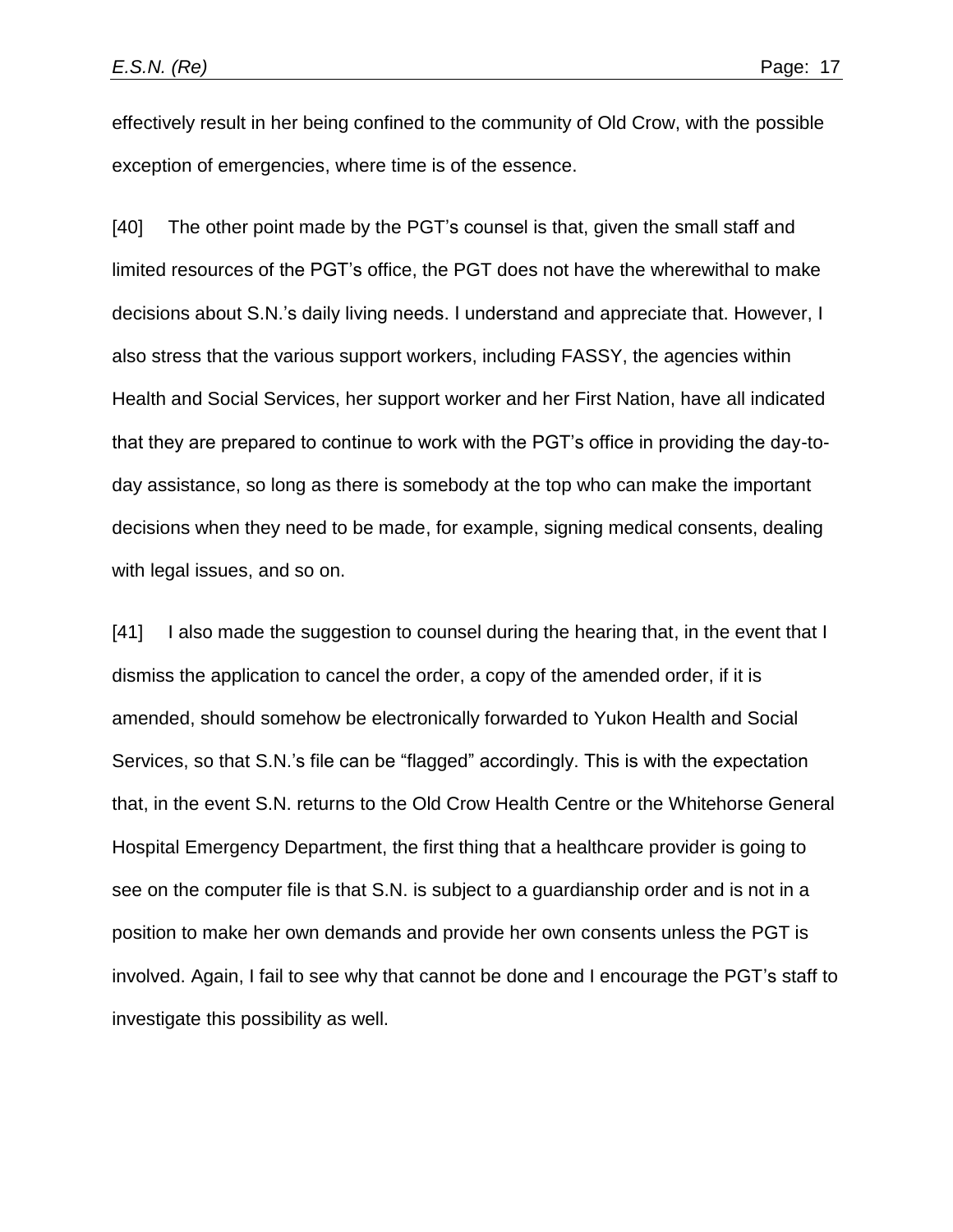effectively result in her being confined to the community of Old Crow, with the possible exception of emergencies, where time is of the essence.

[40] The other point made by the PGT's counsel is that, given the small staff and limited resources of the PGT's office, the PGT does not have the wherewithal to make decisions about S.N.'s daily living needs. I understand and appreciate that. However, I also stress that the various support workers, including FASSY, the agencies within Health and Social Services, her support worker and her First Nation, have all indicated that they are prepared to continue to work with the PGT's office in providing the day-to-day assistance, so long as there is somebody at the top who can make the important decisions when they need to be made, for example, signing medical consents, dealing with legal issues, and so on.

[41] I also made the suggestion to counsel during the hearing that, in the event that I dismiss the application to cancel the order, a copy of the amended order, if it is amended, should somehow be electronically forwarded to Yukon Health and Social Services, so that S.N.'s file can be "flagged" accordingly. This is with the expectation that, in the event S.N. returns to the Old Crow Health Centre or the Whitehorse General Hospital Emergency Department, the first thing that a healthcare provider is going to see on the computer file is that S.N. is subject to a guardianship order and is not in a position to make her own demands and provide her own consents unless the PGT is involved. Again, I fail to see why that cannot be done and I encourage the PGT's staff to investigate this possibility as well.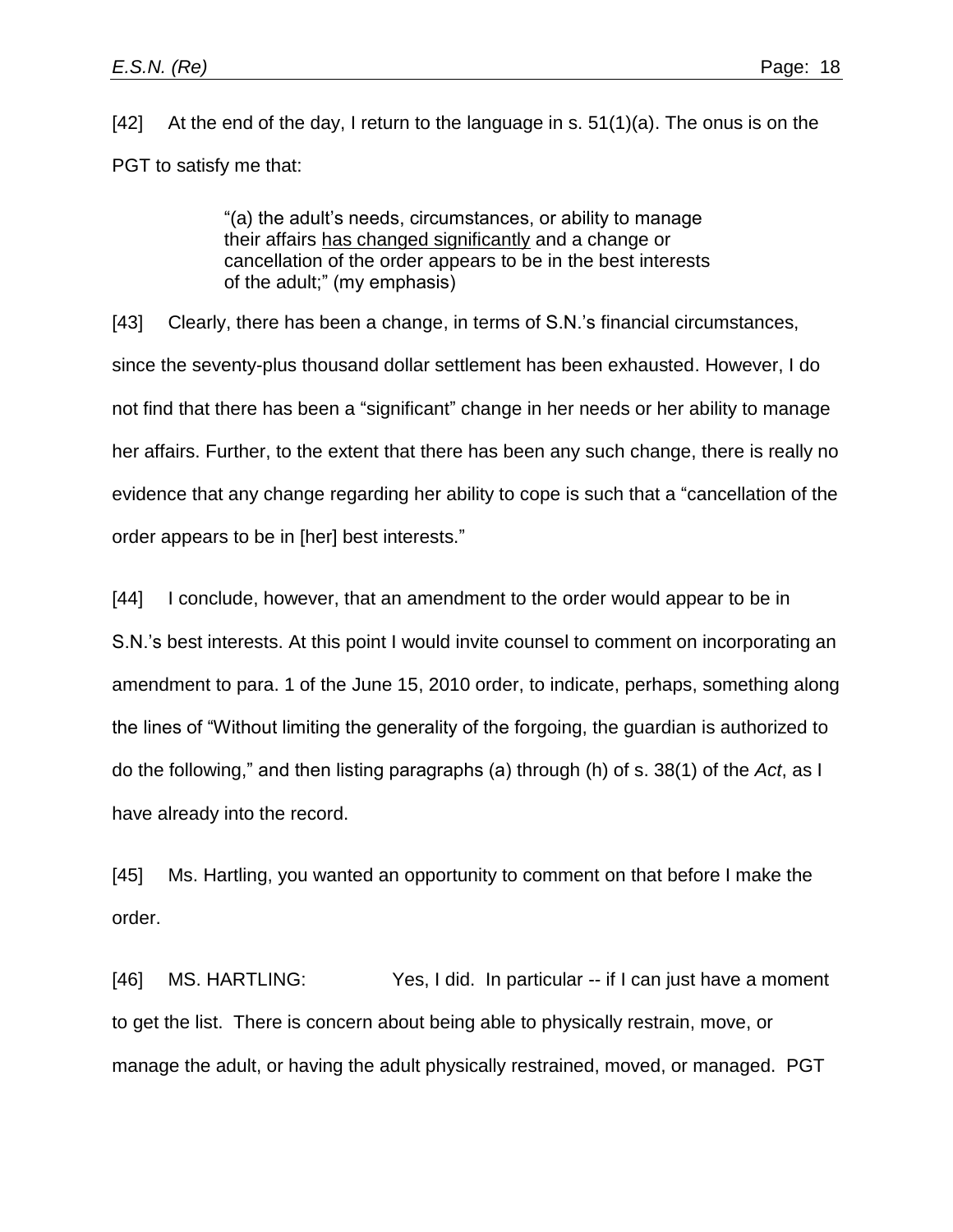[42] At the end of the day, I return to the language in s. 51(1)(a). The onus is on the PGT to satisfy me that:

> "(a) the adult's needs, circumstances, or ability to manage their affairs <u>has changed significantly</u> and a change or cancellation of the order appears to be in the best interests of the adult;" (my emphasis)

[43] Clearly, there has been a change, in terms of S.N.'s financial circumstances, since the seventy-plus thousand dollar settlement has been exhausted. However, I do not find that there has been a "significant" change in her needs or her ability to manage her affairs. Further, to the extent that there has been any such change, there is really no evidence that any change regarding her ability to cope is such that a "cancellation of the order appears to be in [her] best interests."

[44] I conclude, however, that an amendment to the order would appear to be in S.N.'s best interests. At this point I would invite counsel to comment on incorporating an amendment to para. 1 of the June 15, 2010 order, to indicate, perhaps, something along the lines of "Without limiting the generality of the forgoing, the guardian is authorized to do the following," and then listing paragraphs (a) through (h) of s. 38(1) of the *Act*, as I have already into the record.

[45] Ms. Hartling, you wanted an opportunity to comment on that before I make the order.

[46] MS. HARTLING: Yes, I did. In particular -- if I can just have a moment to get the list. There is concern about being able to physically restrain, move, or manage the adult, or having the adult physically restrained, moved, or managed. PGT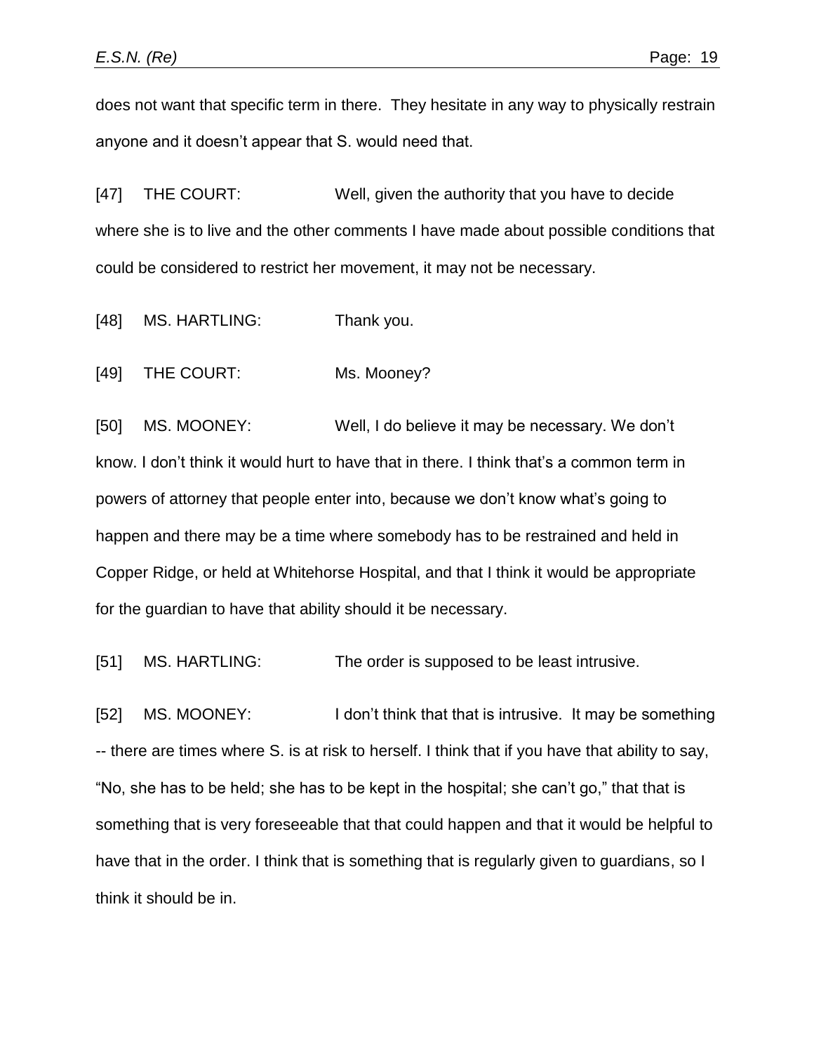does not want that specific term in there. They hesitate in any way to physically restrain anyone and it doesn't appear that S. would need that.

[47] THE COURT: Well, given the authority that you have to decide where she is to live and the other comments I have made about possible conditions that could be considered to restrict her movement, it may not be necessary.

[48] MS. HARTLING: Thank you.

[49] THE COURT: Ms. Mooney?

[50] MS. MOONEY: Well, I do believe it may be necessary. We don't know. I don't think it would hurt to have that in there. I think that's a common term in powers of attorney that people enter into, because we don't know what's going to happen and there may be a time where somebody has to be restrained and held in Copper Ridge, or held at Whitehorse Hospital, and that I think it would be appropriate for the guardian to have that ability should it be necessary.

[51] MS. HARTLING: The order is supposed to be least intrusive.

[52] MS. MOONEY: I don't think that that is intrusive. It may be something -- there are times where S. is at risk to herself. I think that if you have that ability to say, "No, she has to be held; she has to be kept in the hospital; she can't go," that that is something that is very foreseeable that that could happen and that it would be helpful to have that in the order. I think that is something that is regularly given to guardians, so I think it should be in.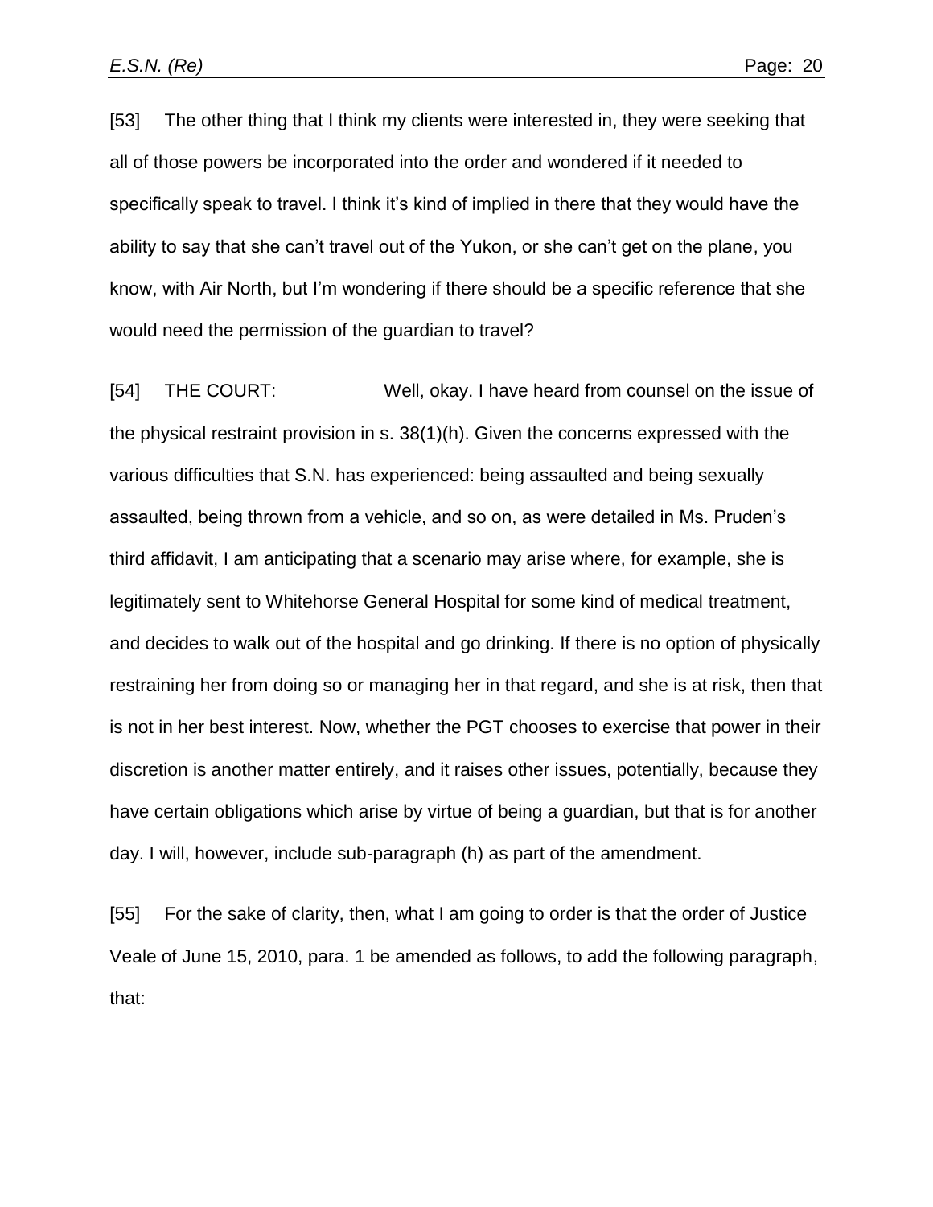[53] The other thing that I think my clients were interested in, they were seeking that all of those powers be incorporated into the order and wondered if it needed to specifically speak to travel. I think it's kind of implied in there that they would have the ability to say that she can't travel out of the Yukon, or she can't get on the plane, you know, with Air North, but I'm wondering if there should be a specific reference that she would need the permission of the guardian to travel?

[54] THE COURT: Well, okay. I have heard from counsel on the issue of the physical restraint provision in s. 38(1)(h). Given the concerns expressed with the various difficulties that S.N. has experienced: being assaulted and being sexually assaulted, being thrown from a vehicle, and so on, as were detailed in Ms. Pruden's third affidavit, I am anticipating that a scenario may arise where, for example, she is legitimately sent to Whitehorse General Hospital for some kind of medical treatment, and decides to walk out of the hospital and go drinking. If there is no option of physically restraining her from doing so or managing her in that regard, and she is at risk, then that is not in her best interest. Now, whether the PGT chooses to exercise that power in their discretion is another matter entirely, and it raises other issues, potentially, because they have certain obligations which arise by virtue of being a guardian, but that is for another day. I will, however, include sub-paragraph (h) as part of the amendment.

[55] For the sake of clarity, then, what I am going to order is that the order of Justice Veale of June 15, 2010, para. 1 be amended as follows, to add the following paragraph, that: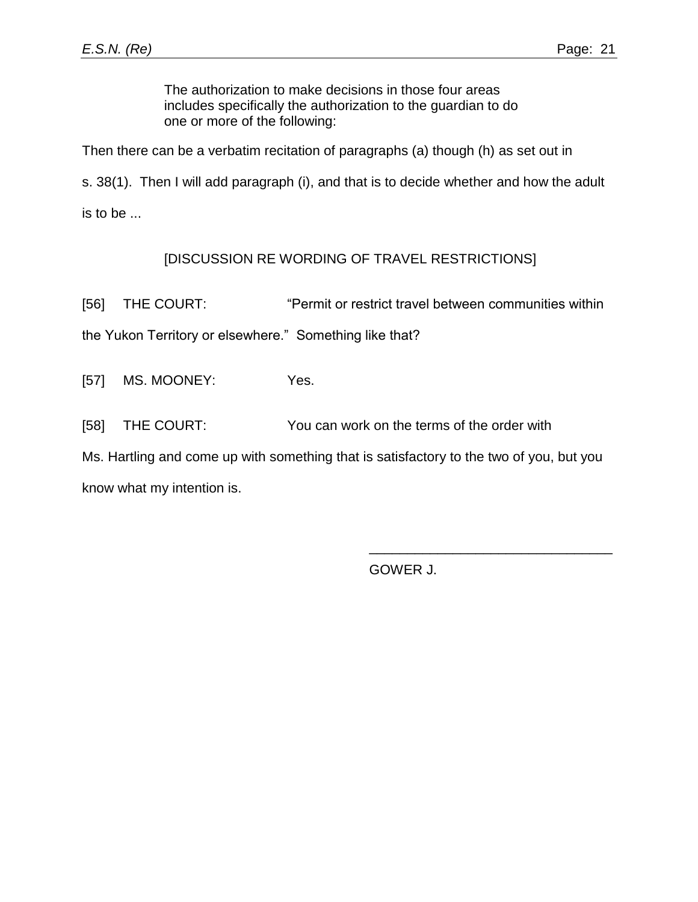> The authorization to make decisions in those four areas includes specifically the authorization to the guardian to do one or more of the following:

Then there can be a verbatim recitation of paragraphs (a) though (h) as set out in s. 38(1). Then I will add paragraph (i), and that is to decide whether and how the adult is to be ...

[DISCUSSION RE WORDING OF TRAVEL RESTRICTIONS]

[56] THE COURT: "Permit or restrict travel between communities within the Yukon Territory or elsewhere." Something like that?

[57] MS. MOONEY: Yes.

[58] THE COURT: You can work on the terms of the order with Ms. Hartling and come up with something that is satisfactory to the two of you, but you know what my intention is.

\_\_\_\_\_\_\_\_\_\_\_\_\_\_\_\_\_\_\_\_\_\_\_\_\_\_\_\_\_\_

GOWER J.